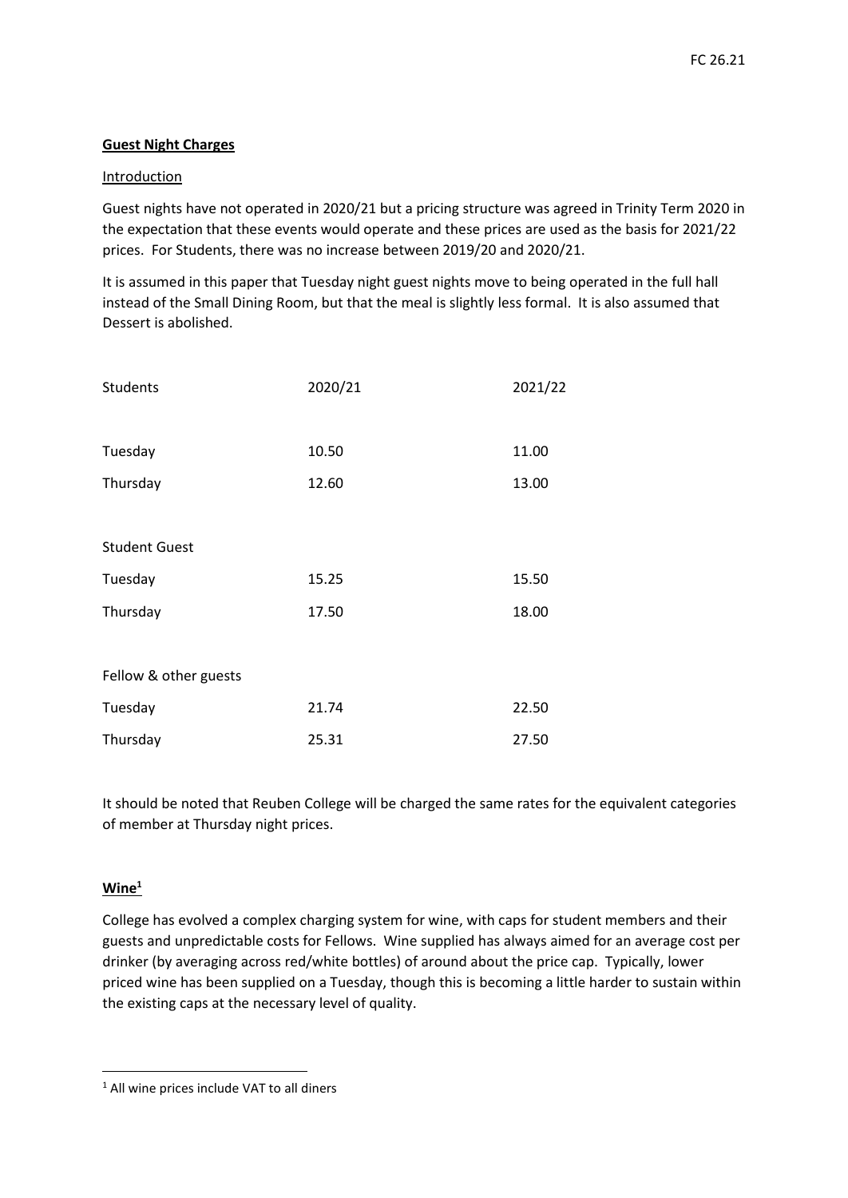FC 26.21

**Guest Night Charges**

Introduction

Guest nights have not operated in 2020/21 but a pricing structure was agreed in Trinity Term 2020 in the expectation that these events would operate and these prices are used as the basis for 2021/22 prices. For Students, there was no increase between 2019/20 and 2020/21.

It is assumed in this paper that Tuesday night guest nights move to being operated in the full hall instead of the Small Dining Room, but that the meal is slightly less formal. It is also assumed that Dessert is abolished.

| Students | 2020/21 | 2021/22 |
|---|---|---|
| Tuesday | 10.50 | 11.00 |
| Thursday | 12.60 | 13.00 |
| **Student Guest** | | |
| Tuesday | 15.25 | 15.50 |
| Thursday | 17.50 | 18.00 |
| **Fellow & other guests** | | |
| Tuesday | 21.74 | 22.50 |
| Thursday | 25.31 | 27.50 |

It should be noted that Reuben College will be charged the same rates for the equivalent categories of member at Thursday night prices.

**Wine[1]**

College has evolved a complex charging system for wine, with caps for student members and their guests and unpredictable costs for Fellows. Wine supplied has always aimed for an average cost per drinker (by averaging across red/white bottles) of around about the price cap. Typically, lower priced wine has been supplied on a Tuesday, though this is becoming a little harder to sustain within the existing caps at the necessary level of quality.

[1] All wine prices include VAT to all diners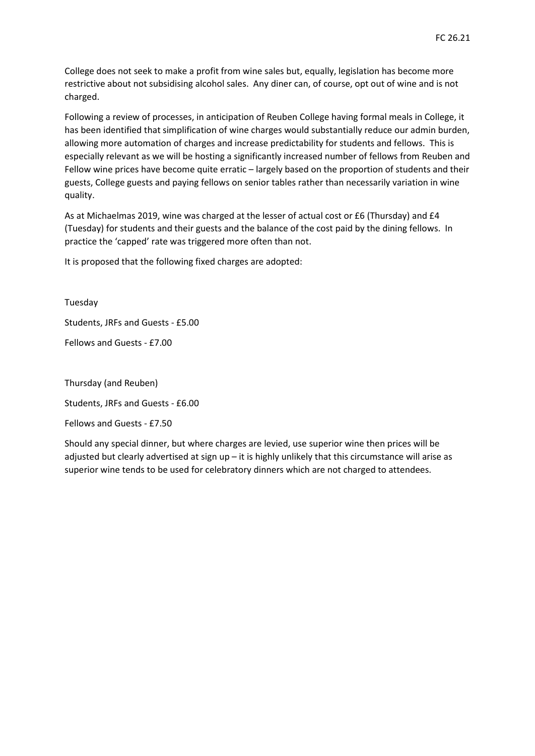College does not seek to make a profit from wine sales but, equally, legislation has become more restrictive about not subsidising alcohol sales. Any diner can, of course, opt out of wine and is not charged.

Following a review of processes, in anticipation of Reuben College having formal meals in College, it has been identified that simplification of wine charges would substantially reduce our admin burden, allowing more automation of charges and increase predictability for students and fellows. This is especially relevant as we will be hosting a significantly increased number of fellows from Reuben and Fellow wine prices have become quite erratic – largely based on the proportion of students and their guests, College guests and paying fellows on senior tables rather than necessarily variation in wine quality.

As at Michaelmas 2019, wine was charged at the lesser of actual cost or £6 (Thursday) and £4 (Tuesday) for students and their guests and the balance of the cost paid by the dining fellows. In practice the 'capped' rate was triggered more often than not.

It is proposed that the following fixed charges are adopted:

Tuesday

Students, JRFs and Guests - £5.00

Fellows and Guests - £7.00

Thursday (and Reuben)

Students, JRFs and Guests - £6.00

Fellows and Guests - £7.50

Should any special dinner, but where charges are levied, use superior wine then prices will be adjusted but clearly advertised at sign up – it is highly unlikely that this circumstance will arise as superior wine tends to be used for celebratory dinners which are not charged to attendees.